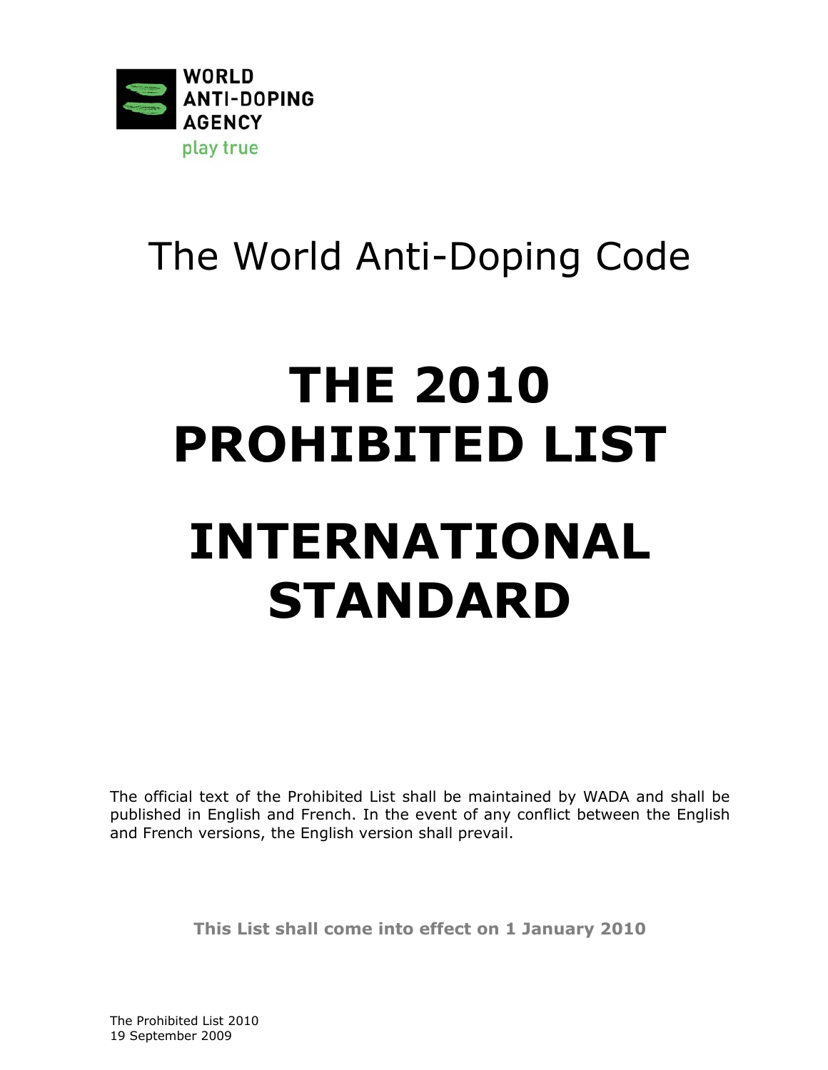WORLD ANTI-DOPING AGENCY

play true

# The World Anti-Doping Code

# THE 2010 PROHIBITED LIST

# INTERNATIONAL STANDARD

The official text of the Prohibited List shall be maintained by WADA and shall be published in English and French. In the event of any conflict between the English and French versions, the English version shall prevail.

**This List shall come into effect on 1 January 2010**

The Prohibited List 2010
19 September 2009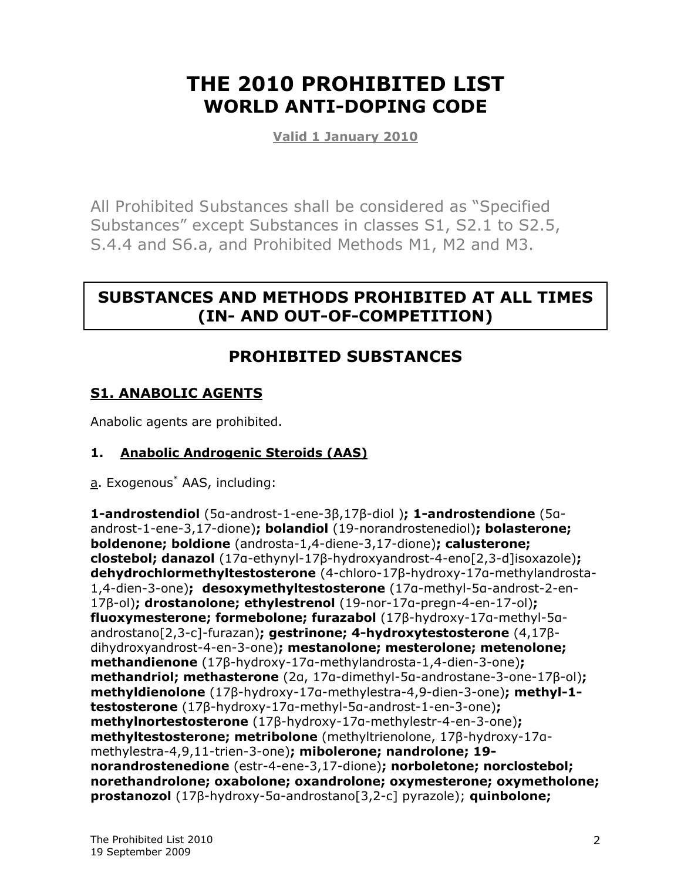# THE 2010 PROHIBITED LIST
## WORLD ANTI-DOPING CODE

**Valid 1 January 2010**

All Prohibited Substances shall be considered as "Specified Substances" except Substances in classes S1, S2.1 to S2.5, S.4.4 and S6.a, and Prohibited Methods M1, M2 and M3.

## SUBSTANCES AND METHODS PROHIBITED AT ALL TIMES (IN- AND OUT-OF-COMPETITION)

## PROHIBITED SUBSTANCES

### S1. ANABOLIC AGENTS

Anabolic agents are prohibited.

#### 1. Anabolic Androgenic Steroids (AAS)

a. Exogenous* AAS, including:

**1-androstendiol** (5α-androst-1-ene-3β,17β-diol )**; 1-androstendione** (5α-androst-1-ene-3,17-dione)**; bolandiol** (19-norandrostenediol)**; bolasterone; boldenone; boldione** (androsta-1,4-diene-3,17-dione)**; calusterone; clostebol; danazol** (17α-ethynyl-17β-hydroxyandrost-4-eno[2,3-d]isoxazole)**; dehydrochlormethyltestosterone** (4-chloro-17β-hydroxy-17α-methylandrosta-1,4-dien-3-one)**; desoxymethyltestosterone** (17α-methyl-5α-androst-2-en-17β-ol)**; drostanolone; ethylestrenol** (19-nor-17α-pregn-4-en-17-ol)**; fluoxymesterone; formebolone; furazabol** (17β-hydroxy-17α-methyl-5α-androstano[2,3-c]-furazan)**; gestrinone; 4-hydroxytestosterone** (4,17β-dihydroxyandrost-4-en-3-one)**; mestanolone; mesterolone; metenolone; methandienone** (17β-hydroxy-17α-methylandrosta-1,4-dien-3-one)**; methandriol; methasterone** (2α, 17α-dimethyl-5α-androstane-3-one-17β-ol)**; methyldienolone** (17β-hydroxy-17α-methylestra-4,9-dien-3-one)**; methyl-1-testosterone** (17β-hydroxy-17α-methyl-5α-androst-1-en-3-one)**; methylnortestosterone** (17β-hydroxy-17α-methylestr-4-en-3-one)**; methyltestosterone; metribolone** (methyltrienolone, 17β-hydroxy-17α-methylestra-4,9,11-trien-3-one)**; mibolerone; nandrolone; 19-norandrostenedione** (estr-4-ene-3,17-dione)**; norboletone; norclostebol; norethandrolone; oxabolone; oxandrolone; oxymesterone; oxymetholone; prostanozol** (17β-hydroxy-5α-androstano[3,2-c] pyrazole); **quinbolone;**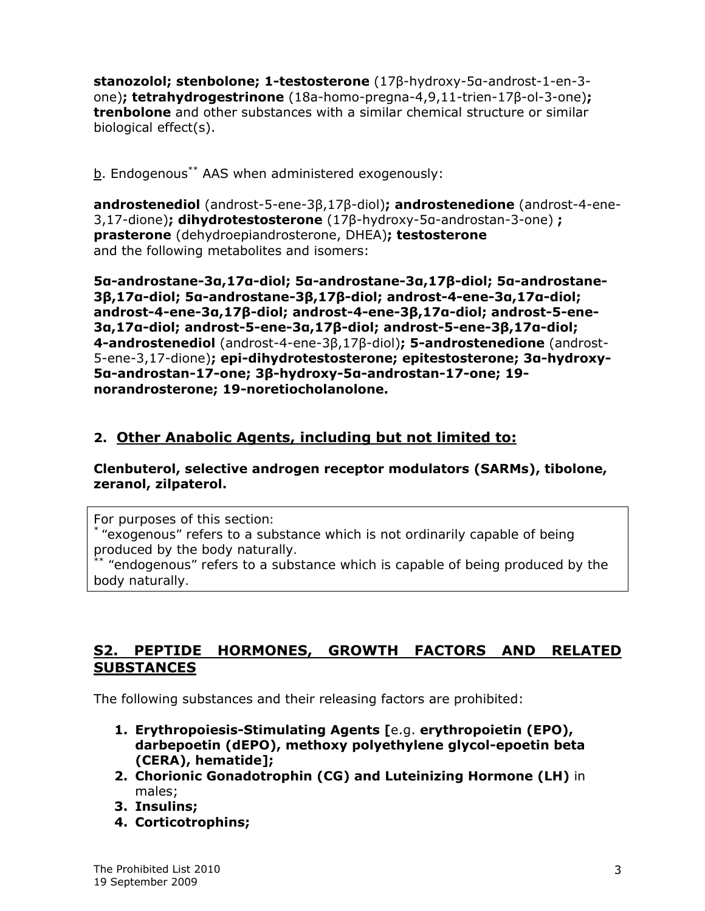**stanozolol; stenbolone; 1-testosterone** (17β-hydroxy-5α-androst-1-en-3-one)**; tetrahydrogestrinone** (18a-homo-pregna-4,9,11-trien-17β-ol-3-one)**; trenbolone** and other substances with a similar chemical structure or similar biological effect(s).

b. Endogenous** AAS when administered exogenously:

**androstenediol** (androst-5-ene-3β,17β-diol)**; androstenedione** (androst-4-ene-3,17-dione)**; dihydrotestosterone** (17β-hydroxy-5α-androstan-3-one) **; prasterone** (dehydroepiandrosterone, DHEA)**; testosterone** and the following metabolites and isomers:

**5α-androstane-3α,17α-diol; 5α-androstane-3α,17β-diol; 5α-androstane-3β,17α-diol; 5α-androstane-3β,17β-diol; androst-4-ene-3α,17α-diol; androst-4-ene-3α,17β-diol; androst-4-ene-3β,17α-diol; androst-5-ene-3α,17α-diol; androst-5-ene-3α,17β-diol; androst-5-ene-3β,17α-diol; 4-androstenediol** (androst-4-ene-3β,17β-diol)**; 5-androstenedione** (androst-5-ene-3,17-dione)**; epi-dihydrotestosterone; epitestosterone; 3α-hydroxy-5α-androstan-17-one; 3β-hydroxy-5α-androstan-17-one; 19-norandrosterone; 19-noretiocholanolone.**

### 2. Other Anabolic Agents, including but not limited to:

**Clenbuterol, selective androgen receptor modulators (SARMs), tibolone, zeranol, zilpaterol.**

For purposes of this section:
* "exogenous" refers to a substance which is not ordinarily capable of being produced by the body naturally.
** "endogenous" refers to a substance which is capable of being produced by the body naturally.

## S2. PEPTIDE HORMONES, GROWTH FACTORS AND RELATED SUBSTANCES

The following substances and their releasing factors are prohibited:

1. **Erythropoiesis-Stimulating Agents [**e.g. **erythropoietin (EPO), darbepoetin (dEPO), methoxy polyethylene glycol-epoetin beta (CERA), hematide];**
2. **Chorionic Gonadotrophin (CG) and Luteinizing Hormone (LH)** in males;
3. **Insulins;**
4. **Corticotrophins;**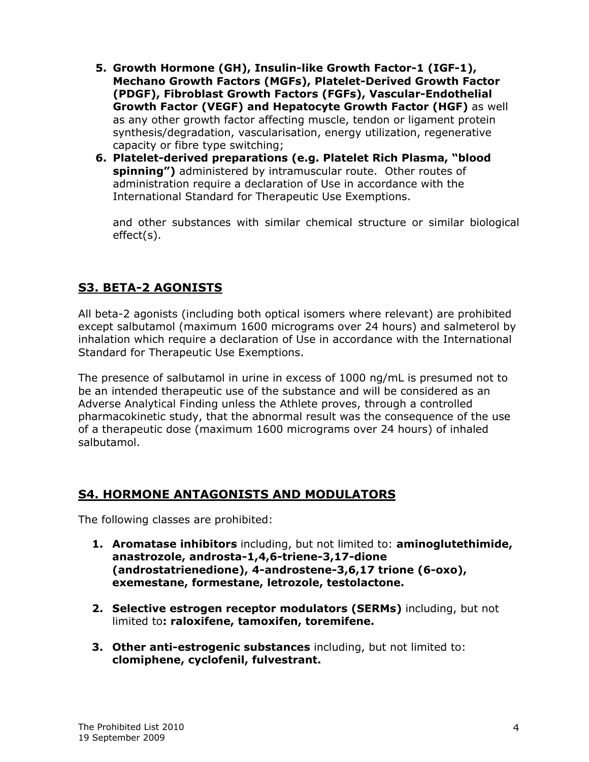5. **Growth Hormone (GH), Insulin-like Growth Factor-1 (IGF-1), Mechano Growth Factors (MGFs), Platelet-Derived Growth Factor (PDGF), Fibroblast Growth Factors (FGFs), Vascular-Endothelial Growth Factor (VEGF) and Hepatocyte Growth Factor (HGF)** as well as any other growth factor affecting muscle, tendon or ligament protein synthesis/degradation, vascularisation, energy utilization, regenerative capacity or fibre type switching;
6. **Platelet-derived preparations (e.g. Platelet Rich Plasma, "blood spinning")** administered by intramuscular route. Other routes of administration require a declaration of Use in accordance with the International Standard for Therapeutic Use Exemptions.

   and other substances with similar chemical structure or similar biological effect(s).

## S3. BETA-2 AGONISTS

All beta-2 agonists (including both optical isomers where relevant) are prohibited except salbutamol (maximum 1600 micrograms over 24 hours) and salmeterol by inhalation which require a declaration of Use in accordance with the International Standard for Therapeutic Use Exemptions.

The presence of salbutamol in urine in excess of 1000 ng/mL is presumed not to be an intended therapeutic use of the substance and will be considered as an Adverse Analytical Finding unless the Athlete proves, through a controlled pharmacokinetic study, that the abnormal result was the consequence of the use of a therapeutic dose (maximum 1600 micrograms over 24 hours) of inhaled salbutamol.

## S4. HORMONE ANTAGONISTS AND MODULATORS

The following classes are prohibited:

1. **Aromatase inhibitors** including, but not limited to: **aminoglutethimide, anastrozole, androsta-1,4,6-triene-3,17-dione (androstatrienedione), 4-androstene-3,6,17 trione (6-oxo), exemestane, formestane, letrozole, testolactone.**

2. **Selective estrogen receptor modulators (SERMs)** including, but not limited to**: raloxifene, tamoxifen, toremifene.**

3. **Other anti-estrogenic substances** including, but not limited to: **clomiphene, cyclofenil, fulvestrant.**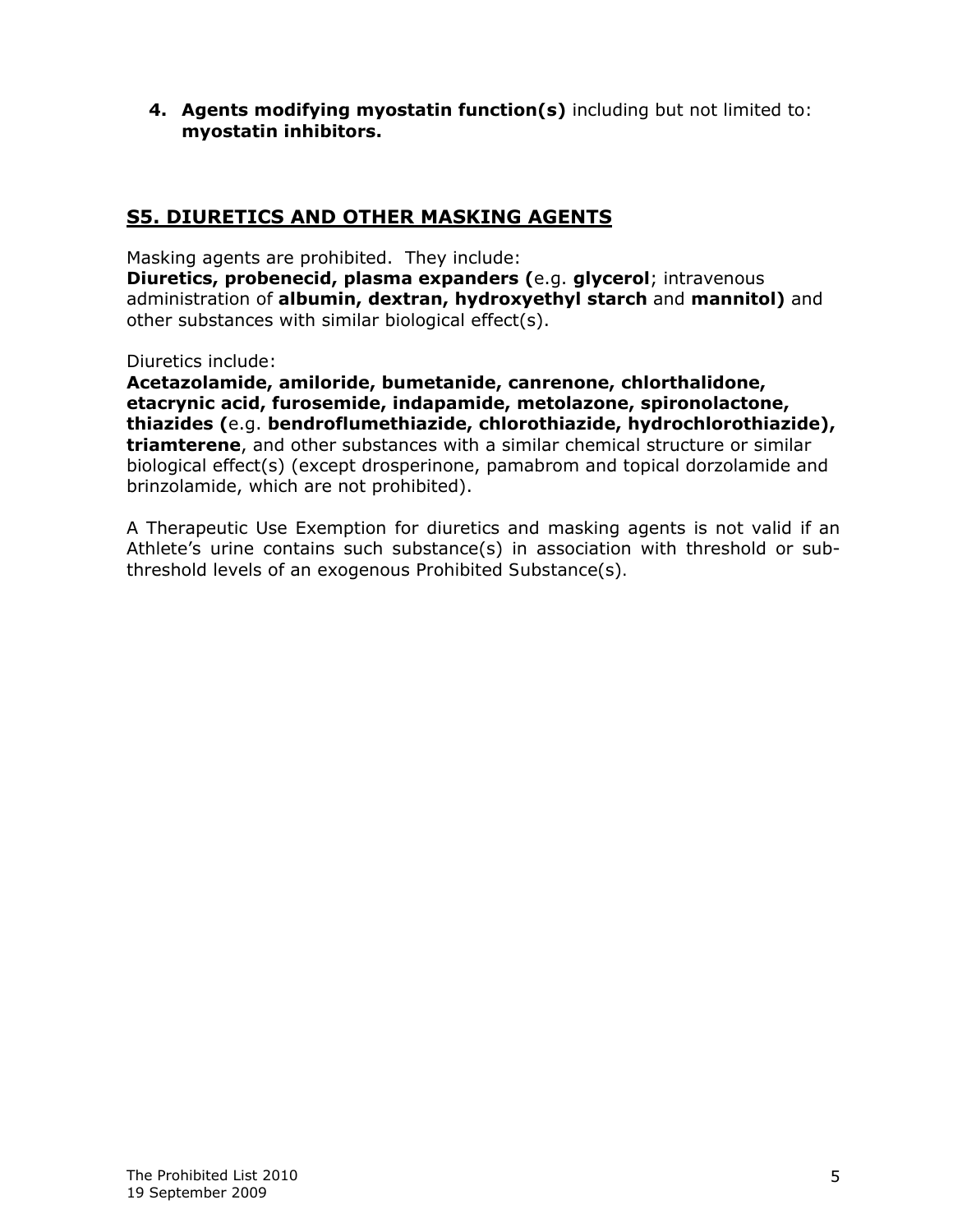4. **Agents modifying myostatin function(s)** including but not limited to: **myostatin inhibitors.**

## S5. DIURETICS AND OTHER MASKING AGENTS

Masking agents are prohibited. They include:
**Diuretics, probenecid, plasma expanders (**e.g. **glycerol**; intravenous administration of **albumin, dextran, hydroxyethyl starch** and **mannitol)** and other substances with similar biological effect(s).

Diuretics include:
**Acetazolamide, amiloride, bumetanide, canrenone, chlorthalidone, etacrynic acid, furosemide, indapamide, metolazone, spironolactone, thiazides (**e.g. **bendroflumethiazide, chlorothiazide, hydrochlorothiazide), triamterene**, and other substances with a similar chemical structure or similar biological effect(s) (except drosperinone, pamabrom and topical dorzolamide and brinzolamide, which are not prohibited).

A Therapeutic Use Exemption for diuretics and masking agents is not valid if an Athlete's urine contains such substance(s) in association with threshold or sub-threshold levels of an exogenous Prohibited Substance(s).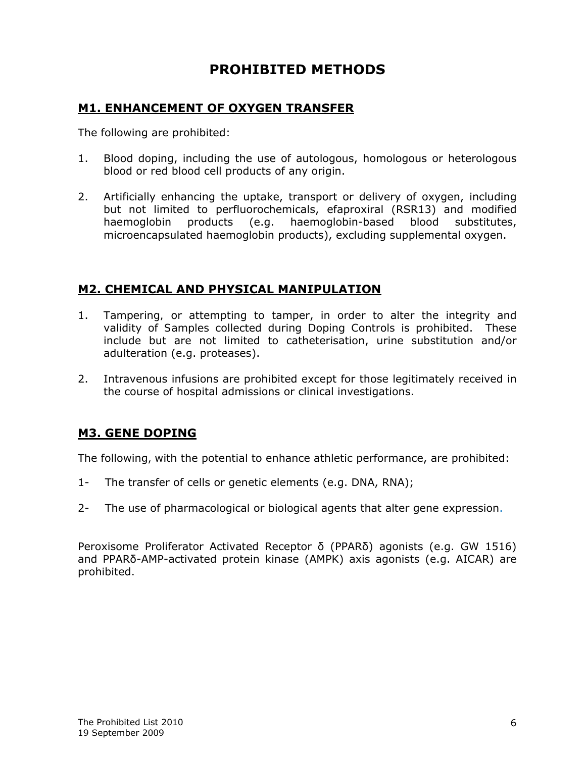# PROHIBITED METHODS

## M1. ENHANCEMENT OF OXYGEN TRANSFER

The following are prohibited:

1. Blood doping, including the use of autologous, homologous or heterologous blood or red blood cell products of any origin.

2. Artificially enhancing the uptake, transport or delivery of oxygen, including but not limited to perfluorochemicals, efaproxiral (RSR13) and modified haemoglobin products (e.g. haemoglobin-based blood substitutes, microencapsulated haemoglobin products), excluding supplemental oxygen.

## M2. CHEMICAL AND PHYSICAL MANIPULATION

1. Tampering, or attempting to tamper, in order to alter the integrity and validity of Samples collected during Doping Controls is prohibited. These include but are not limited to catheterisation, urine substitution and/or adulteration (e.g. proteases).

2. Intravenous infusions are prohibited except for those legitimately received in the course of hospital admissions or clinical investigations.

## M3. GENE DOPING

The following, with the potential to enhance athletic performance, are prohibited:

1- The transfer of cells or genetic elements (e.g. DNA, RNA);

2- The use of pharmacological or biological agents that alter gene expression.

Peroxisome Proliferator Activated Receptor δ (PPARδ) agonists (e.g. GW 1516) and PPARδ-AMP-activated protein kinase (AMPK) axis agonists (e.g. AICAR) are prohibited.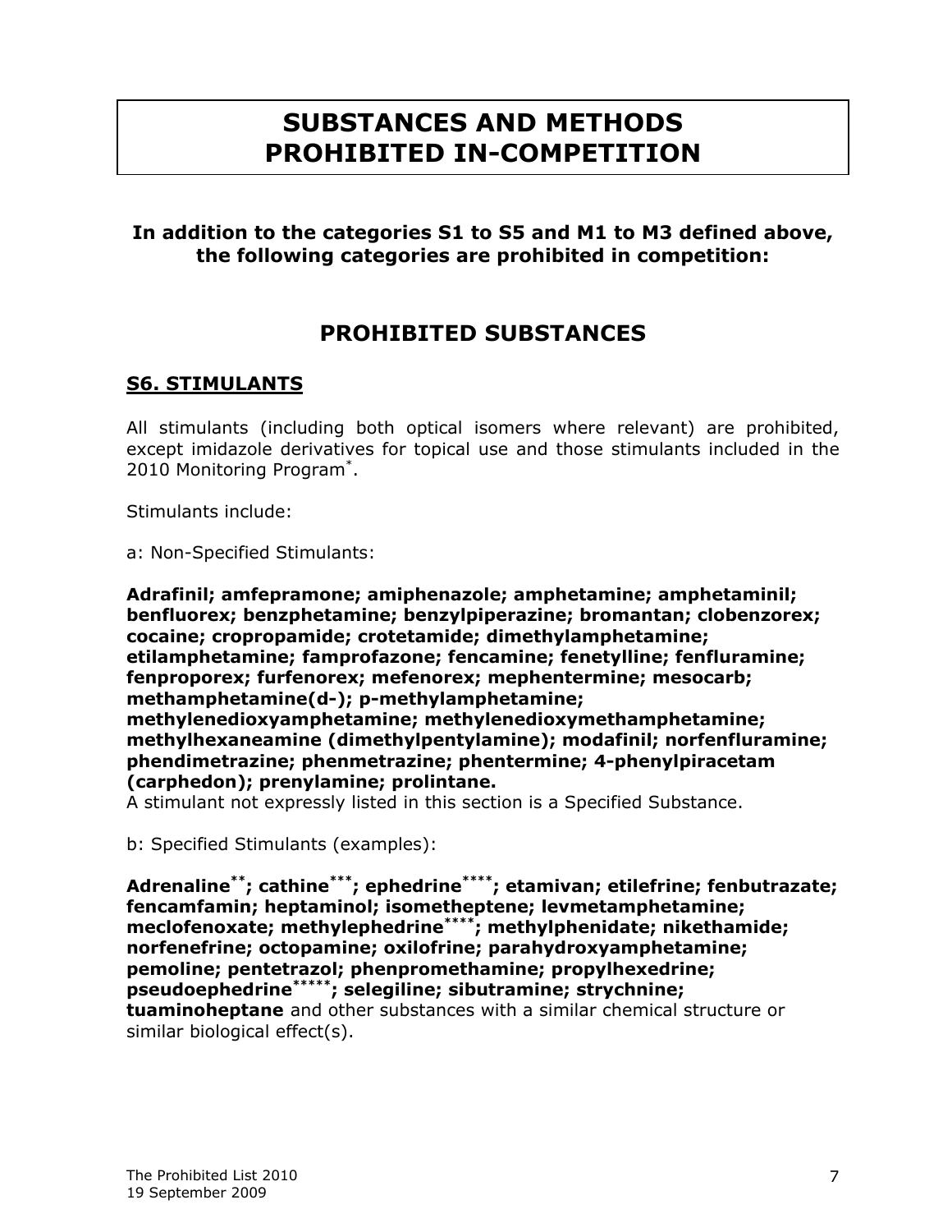# SUBSTANCES AND METHODS PROHIBITED IN-COMPETITION

**In addition to the categories S1 to S5 and M1 to M3 defined above, the following categories are prohibited in competition:**

## PROHIBITED SUBSTANCES

### S6. STIMULANTS

All stimulants (including both optical isomers where relevant) are prohibited, except imidazole derivatives for topical use and those stimulants included in the 2010 Monitoring Program[*].

Stimulants include:

a: Non-Specified Stimulants:

**Adrafinil; amfepramone; amiphenazole; amphetamine; amphetaminil; benfluorex; benzphetamine; benzylpiperazine; bromantan; clobenzorex; cocaine; cropropamide; crotetamide; dimethylamphetamine; etilamphetamine; famprofazone; fencamine; fenetylline; fenfluramine; fenproporex; furfenorex; mefenorex; mephentermine; mesocarb; methamphetamine(d-); p-methylamphetamine; methylenedioxyamphetamine; methylenedioxymethamphetamine; methylhexaneamine (dimethylpentylamine); modafinil; norfenfluramine; phendimetrazine; phenmetrazine; phentermine; 4-phenylpiracetam (carphedon); prenylamine; prolintane.**

A stimulant not expressly listed in this section is a Specified Substance.

b: Specified Stimulants (examples):

**Adrenaline[**]; cathine[***]; ephedrine[****]; etamivan; etilefrine; fenbutrazate; fencamfamin; heptaminol; isometheptene; levmetamphetamine; meclofenoxate; methylephedrine[****]; methylphenidate; nikethamide; norfenefrine; octopamine; oxilofrine; parahydroxyamphetamine; pemoline; pentetrazol; phenpromethamine; propylhexedrine; pseudoephedrine[*****]; selegiline; sibutramine; strychnine; tuaminoheptane** and other substances with a similar chemical structure or similar biological effect(s).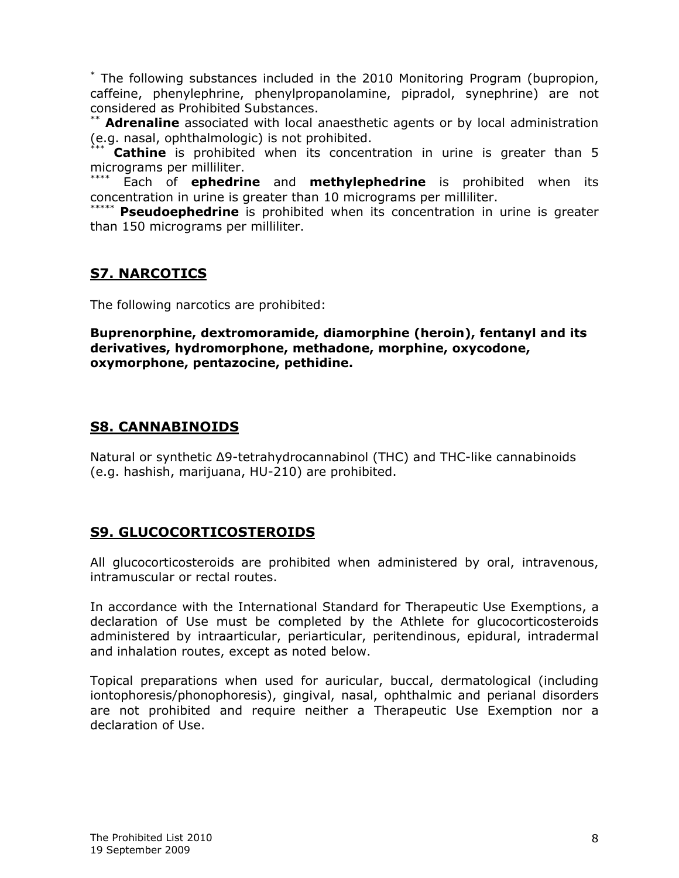\* The following substances included in the 2010 Monitoring Program (bupropion, caffeine, phenylephrine, phenylpropanolamine, pipradol, synephrine) are not considered as Prohibited Substances.

\*\* **Adrenaline** associated with local anaesthetic agents or by local administration (e.g. nasal, ophthalmologic) is not prohibited.

\*\*\* **Cathine** is prohibited when its concentration in urine is greater than 5 micrograms per milliliter.

\*\*\*\* Each of **ephedrine** and **methylephedrine** is prohibited when its concentration in urine is greater than 10 micrograms per milliliter.

\*\*\*\*\* **Pseudoephedrine** is prohibited when its concentration in urine is greater than 150 micrograms per milliliter.

## S7. NARCOTICS

The following narcotics are prohibited:

**Buprenorphine, dextromoramide, diamorphine (heroin), fentanyl and its derivatives, hydromorphone, methadone, morphine, oxycodone, oxymorphone, pentazocine, pethidine.**

## S8. CANNABINOIDS

Natural or synthetic Δ9-tetrahydrocannabinol (THC) and THC-like cannabinoids (e.g. hashish, marijuana, HU-210) are prohibited.

## S9. GLUCOCORTICOSTEROIDS

All glucocorticosteroids are prohibited when administered by oral, intravenous, intramuscular or rectal routes.

In accordance with the International Standard for Therapeutic Use Exemptions, a declaration of Use must be completed by the Athlete for glucocorticosteroids administered by intraarticular, periarticular, peritendinous, epidural, intradermal and inhalation routes, except as noted below.

Topical preparations when used for auricular, buccal, dermatological (including iontophoresis/phonophoresis), gingival, nasal, ophthalmic and perianal disorders are not prohibited and require neither a Therapeutic Use Exemption nor a declaration of Use.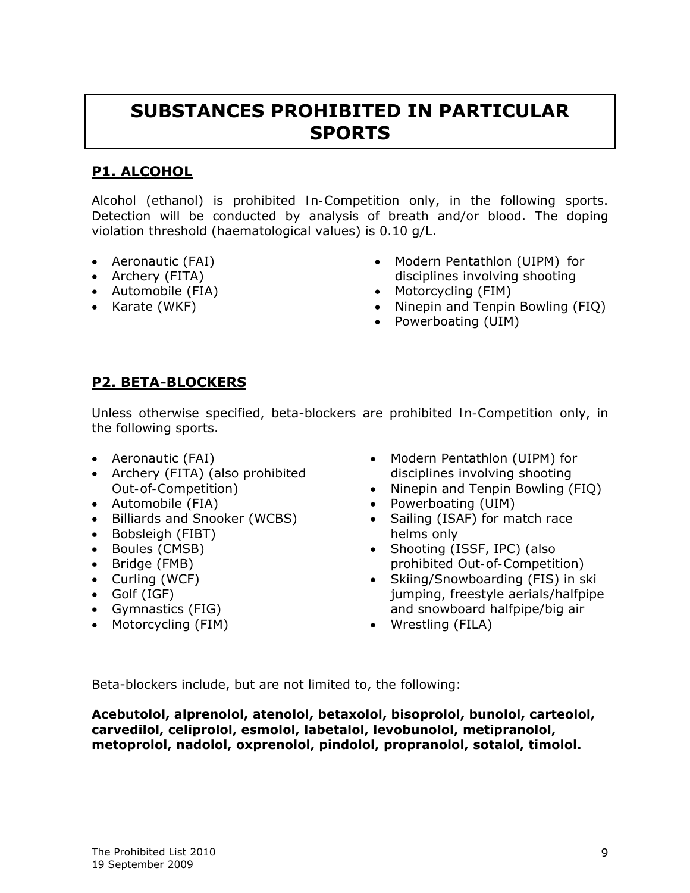# SUBSTANCES PROHIBITED IN PARTICULAR SPORTS

## P1. ALCOHOL

Alcohol (ethanol) is prohibited In-Competition only, in the following sports. Detection will be conducted by analysis of breath and/or blood. The doping violation threshold (haematological values) is 0.10 g/L.

- Aeronautic (FAI)
- Archery (FITA)
- Automobile (FIA)
- Karate (WKF)
- Modern Pentathlon (UIPM) for disciplines involving shooting
- Motorcycling (FIM)
- Ninepin and Tenpin Bowling (FIQ)
- Powerboating (UIM)

## P2. BETA-BLOCKERS

Unless otherwise specified, beta-blockers are prohibited In-Competition only, in the following sports.

- Aeronautic (FAI)
- Archery (FITA) (also prohibited Out-of-Competition)
- Automobile (FIA)
- Billiards and Snooker (WCBS)
- Bobsleigh (FIBT)
- Boules (CMSB)
- Bridge (FMB)
- Curling (WCF)
- Golf (IGF)
- Gymnastics (FIG)
- Motorcycling (FIM)
- Modern Pentathlon (UIPM) for disciplines involving shooting
- Ninepin and Tenpin Bowling (FIQ)
- Powerboating (UIM)
- Sailing (ISAF) for match race helms only
- Shooting (ISSF, IPC) (also prohibited Out-of-Competition)
- Skiing/Snowboarding (FIS) in ski jumping, freestyle aerials/halfpipe and snowboard halfpipe/big air
- Wrestling (FILA)

Beta-blockers include, but are not limited to, the following:

**Acebutolol, alprenolol, atenolol, betaxolol, bisoprolol, bunolol, carteolol, carvedilol, celiprolol, esmolol, labetalol, levobunolol, metipranolol, metoprolol, nadolol, oxprenolol, pindolol, propranolol, sotalol, timolol.**